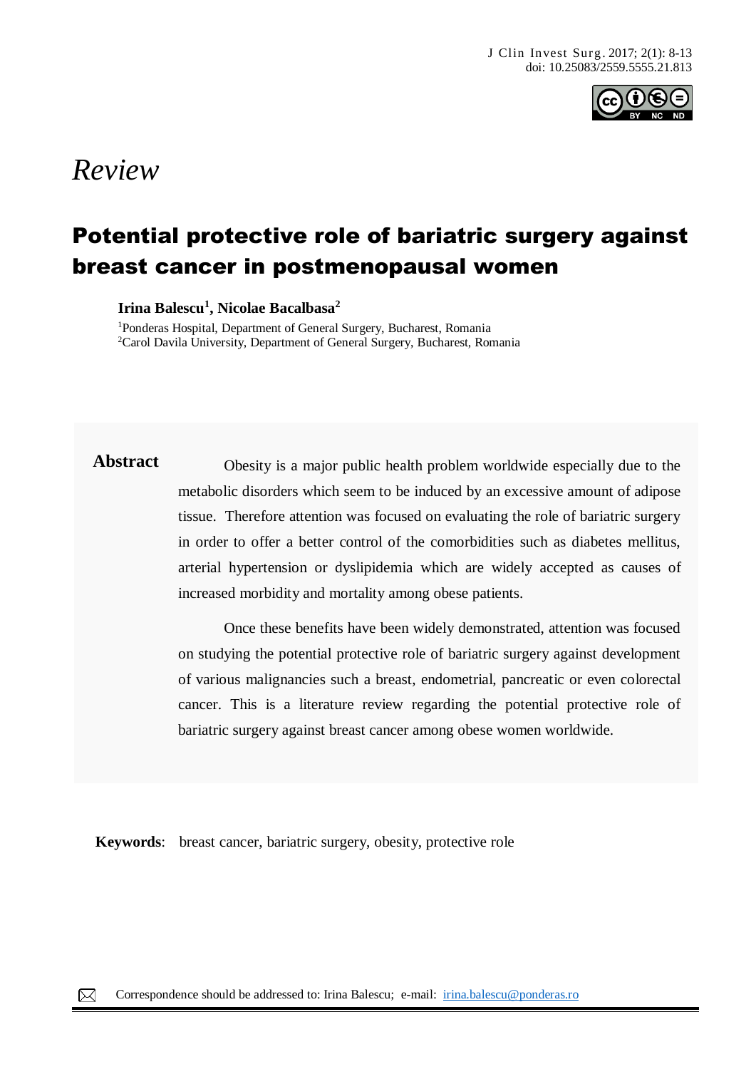*Review*

# Potential protective role of bariatric surgery against breast cancer in postmenopausal women

**Irina Balescu[1], Nicolae Bacalbasa[2]**

[1]Ponderas Hospital, Department of General Surgery, Bucharest, Romania
[2]Carol Davila University, Department of General Surgery, Bucharest, Romania

**Abstract**

Obesity is a major public health problem worldwide especially due to the metabolic disorders which seem to be induced by an excessive amount of adipose tissue. Therefore attention was focused on evaluating the role of bariatric surgery in order to offer a better control of the comorbidities such as diabetes mellitus, arterial hypertension or dyslipidemia which are widely accepted as causes of increased morbidity and mortality among obese patients.

Once these benefits have been widely demonstrated, attention was focused on studying the potential protective role of bariatric surgery against development of various malignancies such a breast, endometrial, pancreatic or even colorectal cancer. This is a literature review regarding the potential protective role of bariatric surgery against breast cancer among obese women worldwide.

**Keywords**: breast cancer, bariatric surgery, obesity, protective role

Correspondence should be addressed to: Irina Balescu; e-mail: irina.balescu@ponderas.ro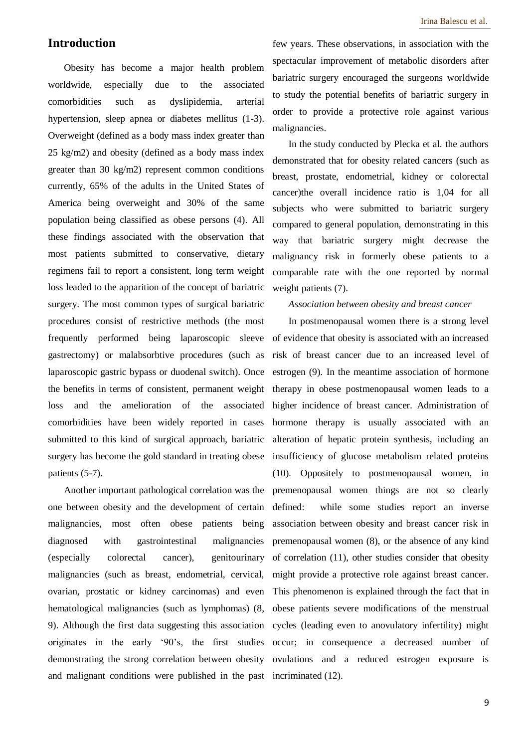## Introduction

Obesity has become a major health problem worldwide, especially due to the associated comorbidities such as dyslipidemia, arterial hypertension, sleep apnea or diabetes mellitus (1-3). Overweight (defined as a body mass index greater than 25 kg/m2) and obesity (defined as a body mass index greater than 30 kg/m2) represent common conditions currently, 65% of the adults in the United States of America being overweight and 30% of the same population being classified as obese persons (4). All these findings associated with the observation that most patients submitted to conservative, dietary regimens fail to report a consistent, long term weight loss leaded to the apparition of the concept of bariatric surgery. The most common types of surgical bariatric procedures consist of restrictive methods (the most frequently performed being laparoscopic sleeve gastrectomy) or malabsorbtive procedures (such as laparoscopic gastric bypass or duodenal switch). Once the benefits in terms of consistent, permanent weight loss and the amelioration of the associated comorbidities have been widely reported in cases submitted to this kind of surgical approach, bariatric surgery has become the gold standard in treating obese patients (5-7).

Another important pathological correlation was the one between obesity and the development of certain malignancies, most often obese patients being diagnosed with gastrointestinal malignancies (especially colorectal cancer), genitourinary malignancies (such as breast, endometrial, cervical, ovarian, prostatic or kidney carcinomas) and even hematological malignancies (such as lymphomas) (8, 9). Although the first data suggesting this association originates in the early '90's, the first studies demonstrating the strong correlation between obesity and malignant conditions were published in the past few years. These observations, in association with the spectacular improvement of metabolic disorders after bariatric surgery encouraged the surgeons worldwide to study the potential benefits of bariatric surgery in order to provide a protective role against various malignancies.

In the study conducted by Plecka et al. the authors demonstrated that for obesity related cancers (such as breast, prostate, endometrial, kidney or colorectal cancer)the overall incidence ratio is 1,04 for all subjects who were submitted to bariatric surgery compared to general population, demonstrating in this way that bariatric surgery might decrease the malignancy risk in formerly obese patients to a comparable rate with the one reported by normal weight patients (7).

*Association between obesity and breast cancer*

In postmenopausal women there is a strong level of evidence that obesity is associated with an increased risk of breast cancer due to an increased level of estrogen (9). In the meantime association of hormone therapy in obese postmenopausal women leads to a higher incidence of breast cancer. Administration of hormone therapy is usually associated with an alteration of hepatic protein synthesis, including an insufficiency of glucose metabolism related proteins (10). Oppositely to postmenopausal women, in premenopausal women things are not so clearly defined: while some studies report an inverse association between obesity and breast cancer risk in premenopausal women (8), or the absence of any kind of correlation (11), other studies consider that obesity might provide a protective role against breast cancer. This phenomenon is explained through the fact that in obese patients severe modifications of the menstrual cycles (leading even to anovulatory infertility) might occur; in consequence a decreased number of ovulations and a reduced estrogen exposure is incriminated (12).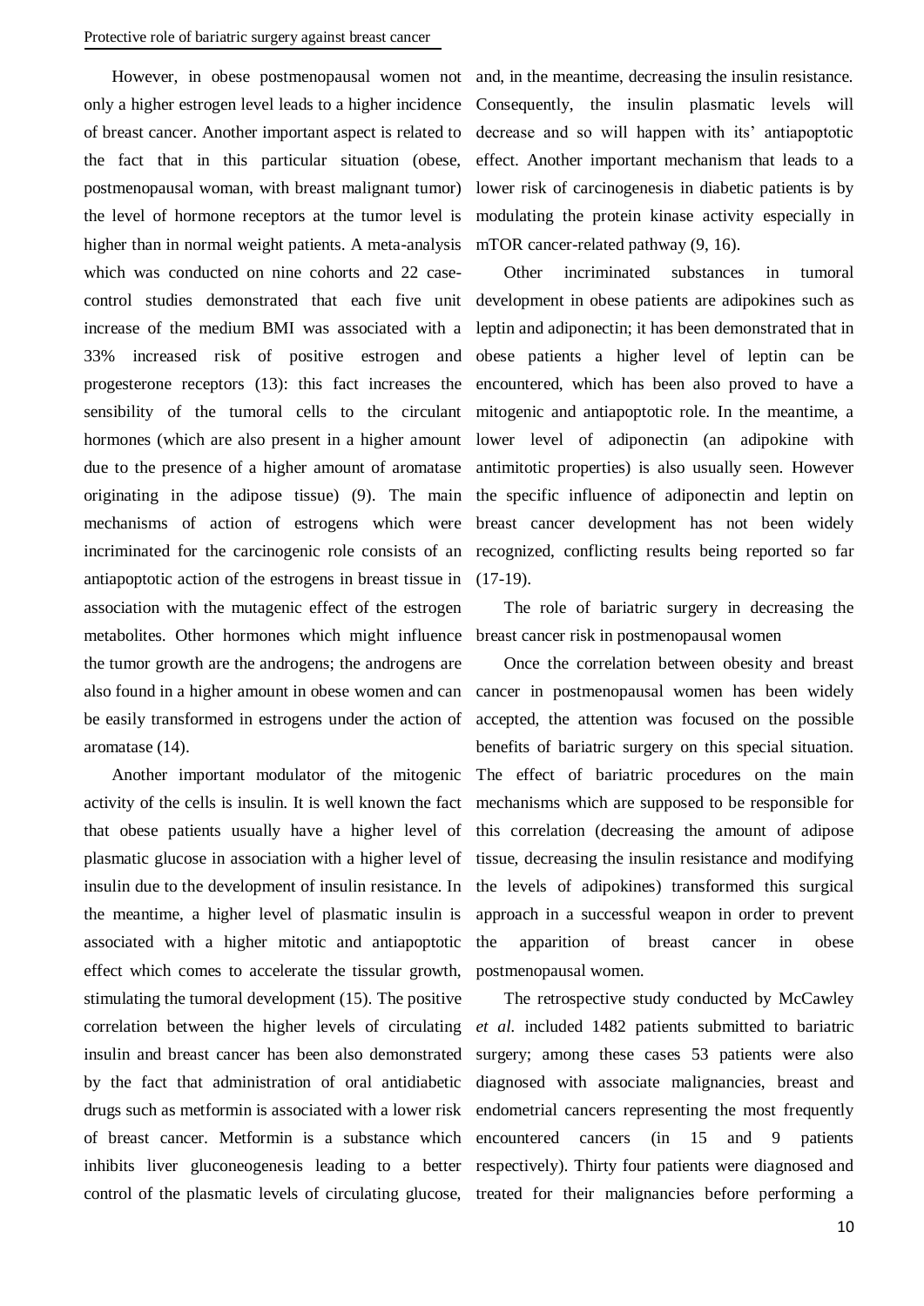However, in obese postmenopausal women not only a higher estrogen level leads to a higher incidence of breast cancer. Another important aspect is related to the fact that in this particular situation (obese, postmenopausal woman, with breast malignant tumor) the level of hormone receptors at the tumor level is higher than in normal weight patients. A meta-analysis which was conducted on nine cohorts and 22 case-control studies demonstrated that each five unit increase of the medium BMI was associated with a 33% increased risk of positive estrogen and progesterone receptors (13): this fact increases the sensibility of the tumoral cells to the circulant hormones (which are also present in a higher amount due to the presence of a higher amount of aromatase originating in the adipose tissue) (9). The main mechanisms of action of estrogens which were incriminated for the carcinogenic role consists of an antiapoptotic action of the estrogens in breast tissue in association with the mutagenic effect of the estrogen metabolites. Other hormones which might influence the tumor growth are the androgens; the androgens are also found in a higher amount in obese women and can be easily transformed in estrogens under the action of aromatase (14).

Another important modulator of the mitogenic activity of the cells is insulin. It is well known the fact that obese patients usually have a higher level of plasmatic glucose in association with a higher level of insulin due to the development of insulin resistance. In the meantime, a higher level of plasmatic insulin is associated with a higher mitotic and antiapoptotic effect which comes to accelerate the tissular growth, stimulating the tumoral development (15). The positive correlation between the higher levels of circulating insulin and breast cancer has been also demonstrated by the fact that administration of oral antidiabetic drugs such as metformin is associated with a lower risk of breast cancer. Metformin is a substance which inhibits liver gluconeogenesis leading to a better control of the plasmatic levels of circulating glucose, and, in the meantime, decreasing the insulin resistance. Consequently, the insulin plasmatic levels will decrease and so will happen with its' antiapoptotic effect. Another important mechanism that leads to a lower risk of carcinogenesis in diabetic patients is by modulating the protein kinase activity especially in mTOR cancer-related pathway (9, 16).

Other incriminated substances in tumoral development in obese patients are adipokines such as leptin and adiponectin; it has been demonstrated that in obese patients a higher level of leptin can be encountered, which has been also proved to have a mitogenic and antiapoptotic role. In the meantime, a lower level of adiponectin (an adipokine with antimitotic properties) is also usually seen. However the specific influence of adiponectin and leptin on breast cancer development has not been widely recognized, conflicting results being reported so far (17-19).

The role of bariatric surgery in decreasing the breast cancer risk in postmenopausal women

Once the correlation between obesity and breast cancer in postmenopausal women has been widely accepted, the attention was focused on the possible benefits of bariatric surgery on this special situation. The effect of bariatric procedures on the main mechanisms which are supposed to be responsible for this correlation (decreasing the amount of adipose tissue, decreasing the insulin resistance and modifying the levels of adipokines) transformed this surgical approach in a successful weapon in order to prevent the apparition of breast cancer in obese postmenopausal women.

The retrospective study conducted by McCawley *et al.* included 1482 patients submitted to bariatric surgery; among these cases 53 patients were also diagnosed with associate malignancies, breast and endometrial cancers representing the most frequently encountered cancers (in 15 and 9 patients respectively). Thirty four patients were diagnosed and treated for their malignancies before performing a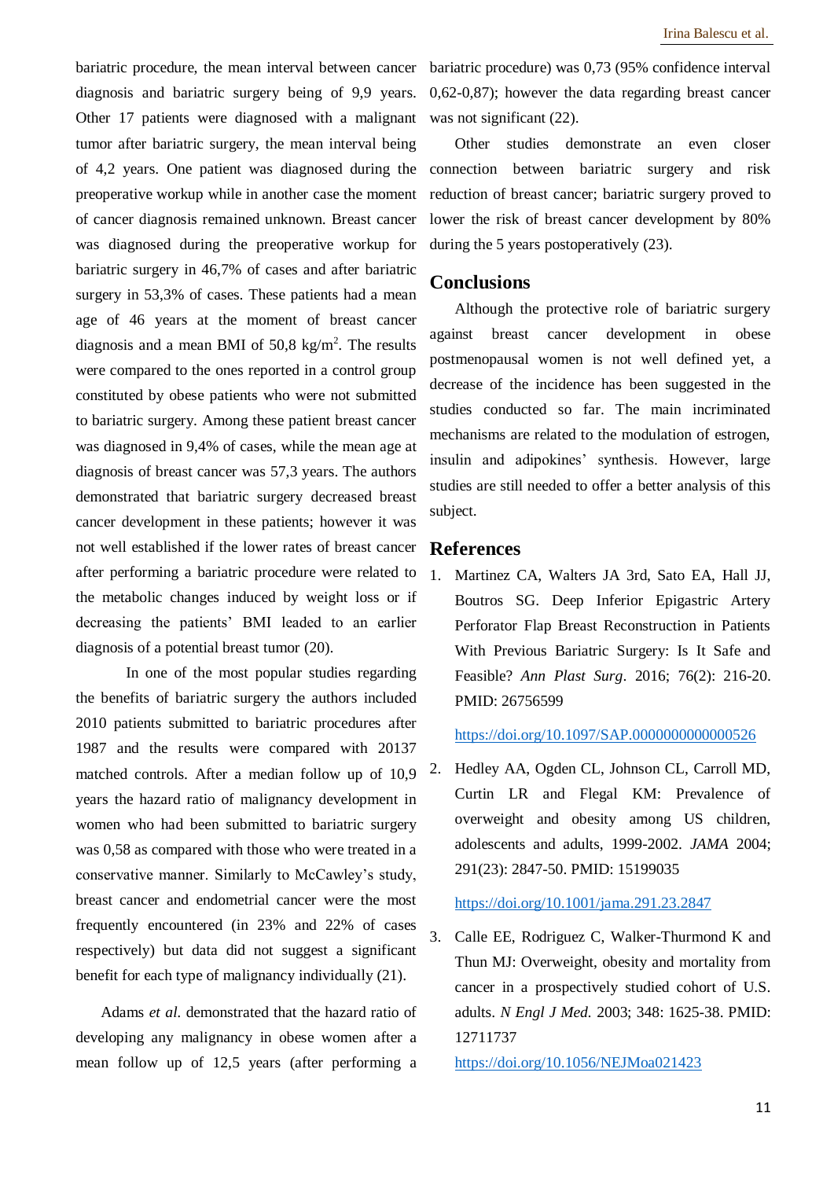bariatric procedure, the mean interval between cancer diagnosis and bariatric surgery being of 9,9 years. Other 17 patients were diagnosed with a malignant tumor after bariatric surgery, the mean interval being of 4,2 years. One patient was diagnosed during the preoperative workup while in another case the moment of cancer diagnosis remained unknown. Breast cancer was diagnosed during the preoperative workup for bariatric surgery in 46,7% of cases and after bariatric surgery in 53,3% of cases. These patients had a mean age of 46 years at the moment of breast cancer diagnosis and a mean BMI of 50,8 $kg/m^2$. The results were compared to the ones reported in a control group constituted by obese patients who were not submitted to bariatric surgery. Among these patient breast cancer was diagnosed in 9,4% of cases, while the mean age at diagnosis of breast cancer was 57,3 years. The authors demonstrated that bariatric surgery decreased breast cancer development in these patients; however it was not well established if the lower rates of breast cancer after performing a bariatric procedure were related to the metabolic changes induced by weight loss or if decreasing the patients' BMI leaded to an earlier diagnosis of a potential breast tumor (20).

In one of the most popular studies regarding the benefits of bariatric surgery the authors included 2010 patients submitted to bariatric procedures after 1987 and the results were compared with 20137 matched controls. After a median follow up of 10,9 years the hazard ratio of malignancy development in women who had been submitted to bariatric surgery was 0,58 as compared with those who were treated in a conservative manner. Similarly to McCawley's study, breast cancer and endometrial cancer were the most frequently encountered (in 23% and 22% of cases respectively) but data did not suggest a significant benefit for each type of malignancy individually (21).

Adams *et al.* demonstrated that the hazard ratio of developing any malignancy in obese women after a mean follow up of 12,5 years (after performing a bariatric procedure) was 0,73 (95% confidence interval 0,62-0,87); however the data regarding breast cancer was not significant (22).

Other studies demonstrate an even closer connection between bariatric surgery and risk reduction of breast cancer; bariatric surgery proved to lower the risk of breast cancer development by 80% during the 5 years postoperatively (23).

## Conclusions

Although the protective role of bariatric surgery against breast cancer development in obese postmenopausal women is not well defined yet, a decrease of the incidence has been suggested in the studies conducted so far. The main incriminated mechanisms are related to the modulation of estrogen, insulin and adipokines' synthesis. However, large studies are still needed to offer a better analysis of this subject.

## References

1. Martinez CA, Walters JA 3rd, Sato EA, Hall JJ, Boutros SG. Deep Inferior Epigastric Artery Perforator Flap Breast Reconstruction in Patients With Previous Bariatric Surgery: Is It Safe and Feasible? *Ann Plast Surg*. 2016; 76(2): 216-20. PMID: 26756599

   https://doi.org/10.1097/SAP.0000000000000526

2. Hedley AA, Ogden CL, Johnson CL, Carroll MD, Curtin LR and Flegal KM: Prevalence of overweight and obesity among US children, adolescents and adults, 1999-2002. *JAMA* 2004; 291(23): 2847-50. PMID: 15199035

   https://doi.org/10.1001/jama.291.23.2847

3. Calle EE, Rodriguez C, Walker-Thurmond K and Thun MJ: Overweight, obesity and mortality from cancer in a prospectively studied cohort of U.S. adults. *N Engl J Med.* 2003; 348: 1625-38. PMID: 12711737

   https://doi.org/10.1056/NEJMoa021423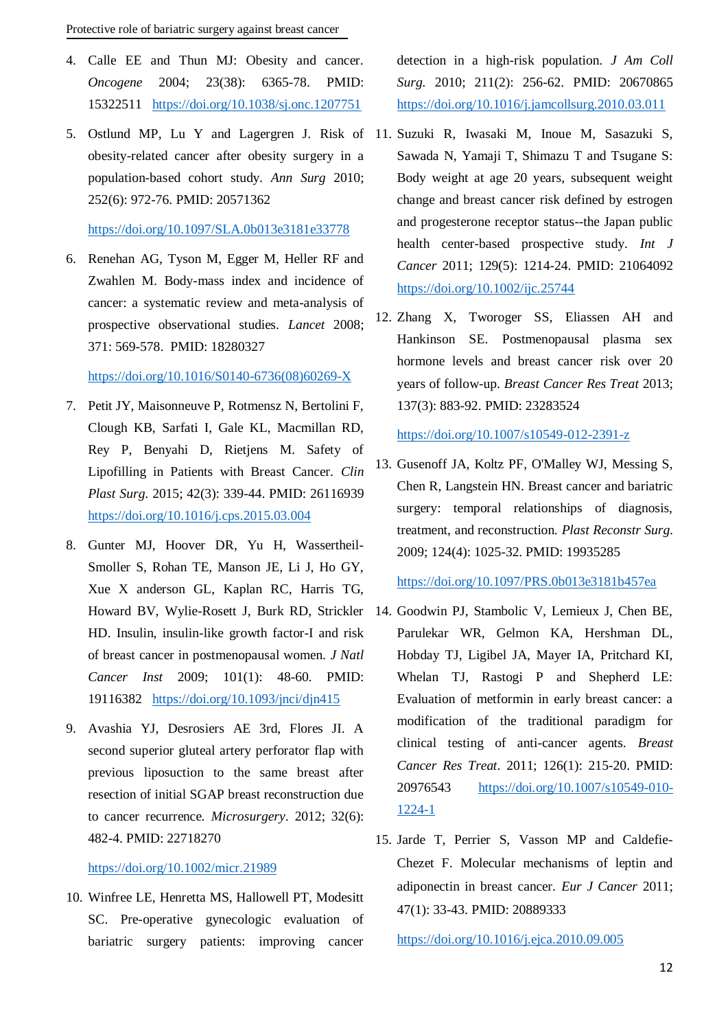4. Calle EE and Thun MJ: Obesity and cancer. *Oncogene* 2004; 23(38): 6365-78. PMID: 15322511 https://doi.org/10.1038/sj.onc.1207751

5. Ostlund MP, Lu Y and Lagergren J. Risk of obesity-related cancer after obesity surgery in a population-based cohort study. *Ann Surg* 2010; 252(6): 972-76. PMID: 20571362

   https://doi.org/10.1097/SLA.0b013e3181e33778

6. Renehan AG, Tyson M, Egger M, Heller RF and Zwahlen M. Body-mass index and incidence of cancer: a systematic review and meta-analysis of prospective observational studies. *Lancet* 2008; 371: 569-578. PMID: 18280327

   https://doi.org/10.1016/S0140-6736(08)60269-X

7. Petit JY, Maisonneuve P, Rotmensz N, Bertolini F, Clough KB, Sarfati I, Gale KL, Macmillan RD, Rey P, Benyahi D, Rietjens M. Safety of Lipofilling in Patients with Breast Cancer. *Clin Plast Surg.* 2015; 42(3): 339-44. PMID: 26116939 https://doi.org/10.1016/j.cps.2015.03.004

8. Gunter MJ, Hoover DR, Yu H, Wassertheil-Smoller S, Rohan TE, Manson JE, Li J, Ho GY, Xue X anderson GL, Kaplan RC, Harris TG, Howard BV, Wylie-Rosett J, Burk RD, Strickler HD. Insulin, insulin-like growth factor-I and risk of breast cancer in postmenopausal women. *J Natl Cancer Inst* 2009; 101(1): 48-60. PMID: 19116382 https://doi.org/10.1093/jnci/djn415

9. Avashia YJ, Desrosiers AE 3rd, Flores JI. A second superior gluteal artery perforator flap with previous liposuction to the same breast after resection of initial SGAP breast reconstruction due to cancer recurrence. *Microsurgery*. 2012; 32(6): 482-4. PMID: 22718270

   https://doi.org/10.1002/micr.21989

10. Winfree LE, Henretta MS, Hallowell PT, Modesitt SC. Pre-operative gynecologic evaluation of bariatric surgery patients: improving cancer detection in a high-risk population. *J Am Coll Surg.* 2010; 211(2): 256-62. PMID: 20670865 https://doi.org/10.1016/j.jamcollsurg.2010.03.011

11. Suzuki R, Iwasaki M, Inoue M, Sasazuki S, Sawada N, Yamaji T, Shimazu T and Tsugane S: Body weight at age 20 years, subsequent weight change and breast cancer risk defined by estrogen and progesterone receptor status--the Japan public health center-based prospective study. *Int J Cancer* 2011; 129(5): 1214-24. PMID: 21064092 https://doi.org/10.1002/ijc.25744

12. Zhang X, Tworoger SS, Eliassen AH and Hankinson SE. Postmenopausal plasma sex hormone levels and breast cancer risk over 20 years of follow-up. *Breast Cancer Res Treat* 2013; 137(3): 883-92. PMID: 23283524

    https://doi.org/10.1007/s10549-012-2391-z

13. Gusenoff JA, Koltz PF, O'Malley WJ, Messing S, Chen R, Langstein HN. Breast cancer and bariatric surgery: temporal relationships of diagnosis, treatment, and reconstruction. *Plast Reconstr Surg.* 2009; 124(4): 1025-32. PMID: 19935285

    https://doi.org/10.1097/PRS.0b013e3181b457ea

14. Goodwin PJ, Stambolic V, Lemieux J, Chen BE, Parulekar WR, Gelmon KA, Hershman DL, Hobday TJ, Ligibel JA, Mayer IA, Pritchard KI, Whelan TJ, Rastogi P and Shepherd LE: Evaluation of metformin in early breast cancer: a modification of the traditional paradigm for clinical testing of anti-cancer agents. *Breast Cancer Res Treat*. 2011; 126(1): 215-20. PMID: 20976543 https://doi.org/10.1007/s10549-010-1224-1

15. Jarde T, Perrier S, Vasson MP and Caldefie-Chezet F. Molecular mechanisms of leptin and adiponectin in breast cancer. *Eur J Cancer* 2011; 47(1): 33-43. PMID: 20889333

    https://doi.org/10.1016/j.ejca.2010.09.005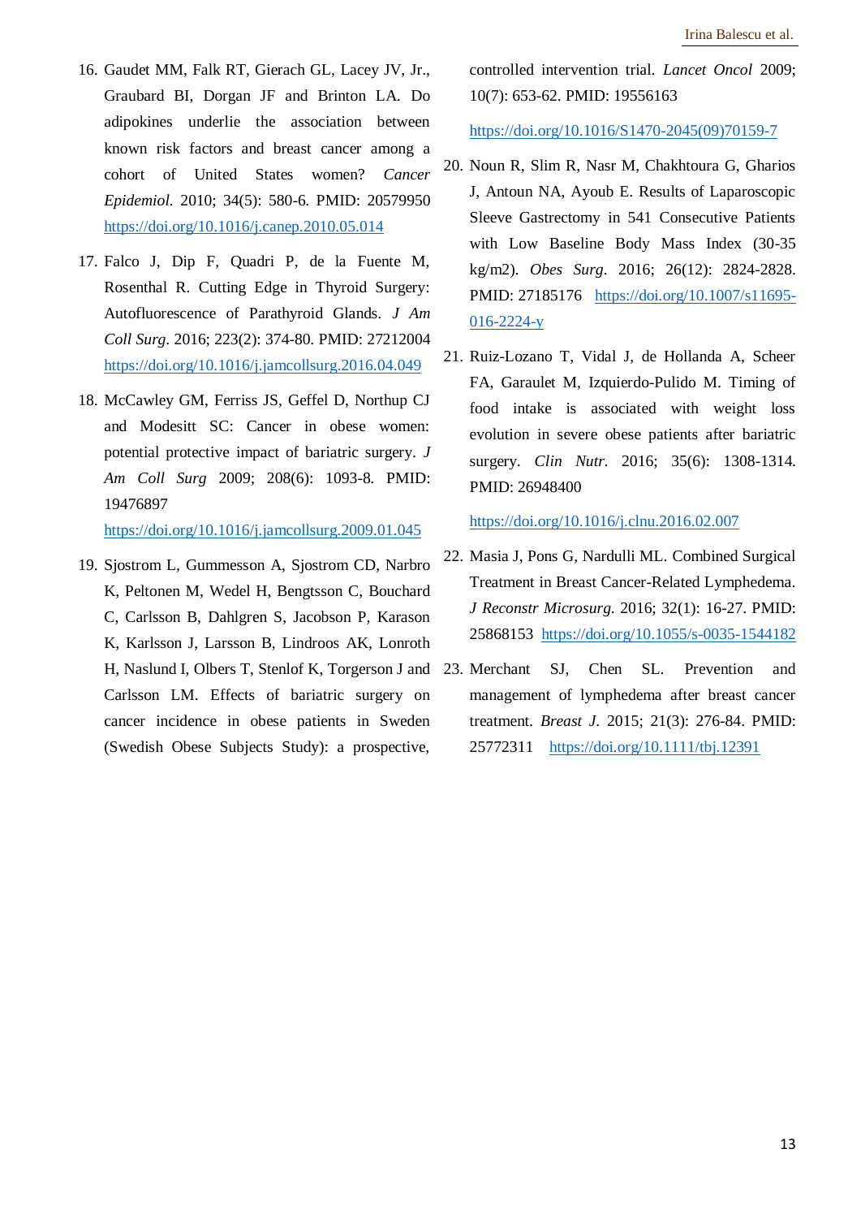16. Gaudet MM, Falk RT, Gierach GL, Lacey JV, Jr., Graubard BI, Dorgan JF and Brinton LA. Do adipokines underlie the association between known risk factors and breast cancer among a cohort of United States women? *Cancer Epidemiol*. 2010; 34(5): 580-6. PMID: 20579950 https://doi.org/10.1016/j.canep.2010.05.014

17. Falco J, Dip F, Quadri P, de la Fuente M, Rosenthal R. Cutting Edge in Thyroid Surgery: Autofluorescence of Parathyroid Glands. *J Am Coll Surg*. 2016; 223(2): 374-80. PMID: 27212004 https://doi.org/10.1016/j.jamcollsurg.2016.04.049

18. McCawley GM, Ferriss JS, Geffel D, Northup CJ and Modesitt SC: Cancer in obese women: potential protective impact of bariatric surgery. *J Am Coll Surg* 2009; 208(6): 1093-8. PMID: 19476897 https://doi.org/10.1016/j.jamcollsurg.2009.01.045

19. Sjostrom L, Gummesson A, Sjostrom CD, Narbro K, Peltonen M, Wedel H, Bengtsson C, Bouchard C, Carlsson B, Dahlgren S, Jacobson P, Karason K, Karlsson J, Larsson B, Lindroos AK, Lonroth H, Naslund I, Olbers T, Stenlof K, Torgerson J and Carlsson LM. Effects of bariatric surgery on cancer incidence in obese patients in Sweden (Swedish Obese Subjects Study): a prospective, controlled intervention trial. *Lancet Oncol* 2009; 10(7): 653-62. PMID: 19556163 https://doi.org/10.1016/S1470-2045(09)70159-7

20. Noun R, Slim R, Nasr M, Chakhtoura G, Gharios J, Antoun NA, Ayoub E. Results of Laparoscopic Sleeve Gastrectomy in 541 Consecutive Patients with Low Baseline Body Mass Index (30-35 kg/m2). *Obes Surg*. 2016; 26(12): 2824-2828. PMID: 27185176 https://doi.org/10.1007/s11695-016-2224-y

21. Ruiz-Lozano T, Vidal J, de Hollanda A, Scheer FA, Garaulet M, Izquierdo-Pulido M. Timing of food intake is associated with weight loss evolution in severe obese patients after bariatric surgery. *Clin Nutr*. 2016; 35(6): 1308-1314. PMID: 26948400 https://doi.org/10.1016/j.clnu.2016.02.007

22. Masia J, Pons G, Nardulli ML. Combined Surgical Treatment in Breast Cancer-Related Lymphedema. *J Reconstr Microsurg*. 2016; 32(1): 16-27. PMID: 25868153 https://doi.org/10.1055/s-0035-1544182

23. Merchant SJ, Chen SL. Prevention and management of lymphedema after breast cancer treatment. *Breast J*. 2015; 21(3): 276-84. PMID: 25772311 https://doi.org/10.1111/tbj.12391